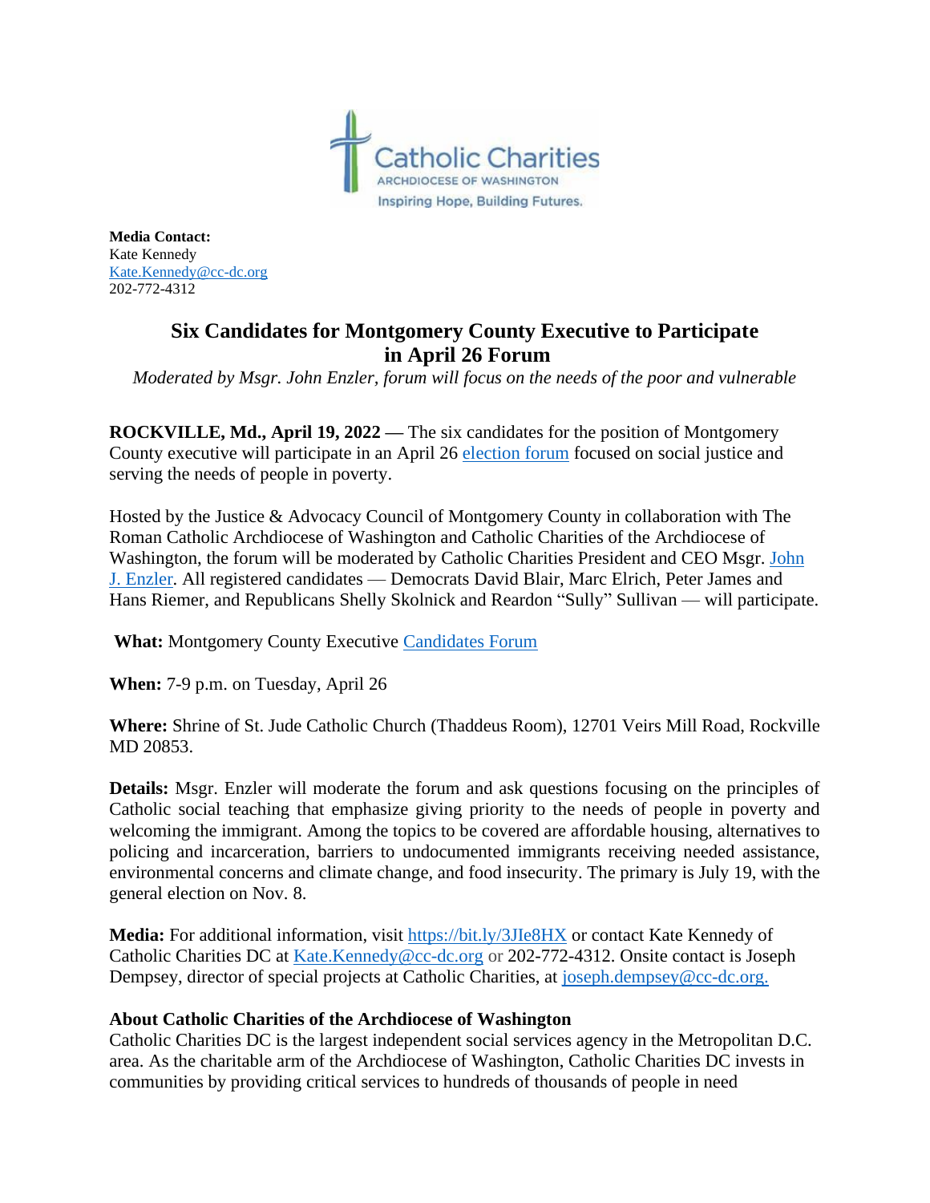Catholic Charities
ARCHDIOCESE OF WASHINGTON
Inspiring Hope, Building Futures.

**Media Contact:**
Kate Kennedy
Kate.Kennedy@cc-dc.org
202-772-4312

# Six Candidates for Montgomery County Executive to Participate in April 26 Forum

*Moderated by Msgr. John Enzler, forum will focus on the needs of the poor and vulnerable*

**ROCKVILLE, Md., April 19, 2022 —** The six candidates for the position of Montgomery County executive will participate in an April 26 election forum focused on social justice and serving the needs of people in poverty.

Hosted by the Justice & Advocacy Council of Montgomery County in collaboration with The Roman Catholic Archdiocese of Washington and Catholic Charities of the Archdiocese of Washington, the forum will be moderated by Catholic Charities President and CEO Msgr. John J. Enzler. All registered candidates — Democrats David Blair, Marc Elrich, Peter James and Hans Riemer, and Republicans Shelly Skolnick and Reardon "Sully" Sullivan — will participate.

**What:** Montgomery County Executive Candidates Forum

**When:** 7-9 p.m. on Tuesday, April 26

**Where:** Shrine of St. Jude Catholic Church (Thaddeus Room), 12701 Veirs Mill Road, Rockville MD 20853.

**Details:** Msgr. Enzler will moderate the forum and ask questions focusing on the principles of Catholic social teaching that emphasize giving priority to the needs of people in poverty and welcoming the immigrant. Among the topics to be covered are affordable housing, alternatives to policing and incarceration, barriers to undocumented immigrants receiving needed assistance, environmental concerns and climate change, and food insecurity. The primary is July 19, with the general election on Nov. 8.

**Media:** For additional information, visit https://bit.ly/3JIe8HX or contact Kate Kennedy of Catholic Charities DC at Kate.Kennedy@cc-dc.org or 202-772-4312. Onsite contact is Joseph Dempsey, director of special projects at Catholic Charities, at joseph.dempsey@cc-dc.org.

### About Catholic Charities of the Archdiocese of Washington

Catholic Charities DC is the largest independent social services agency in the Metropolitan D.C. area. As the charitable arm of the Archdiocese of Washington, Catholic Charities DC invests in communities by providing critical services to hundreds of thousands of people in need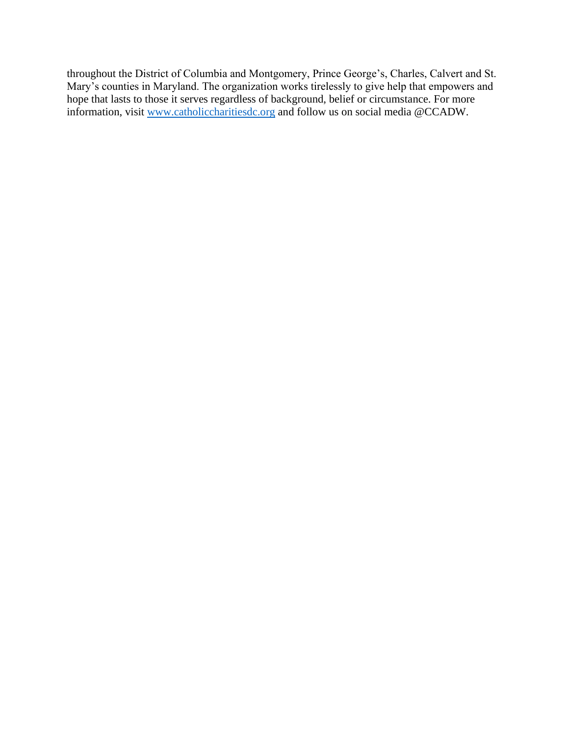throughout the District of Columbia and Montgomery, Prince George's, Charles, Calvert and St. Mary's counties in Maryland. The organization works tirelessly to give help that empowers and hope that lasts to those it serves regardless of background, belief or circumstance. For more information, visit [www.catholiccharitiesdc.org](http://www.catholiccharitiesdc.org) and follow us on social media @CCADW.